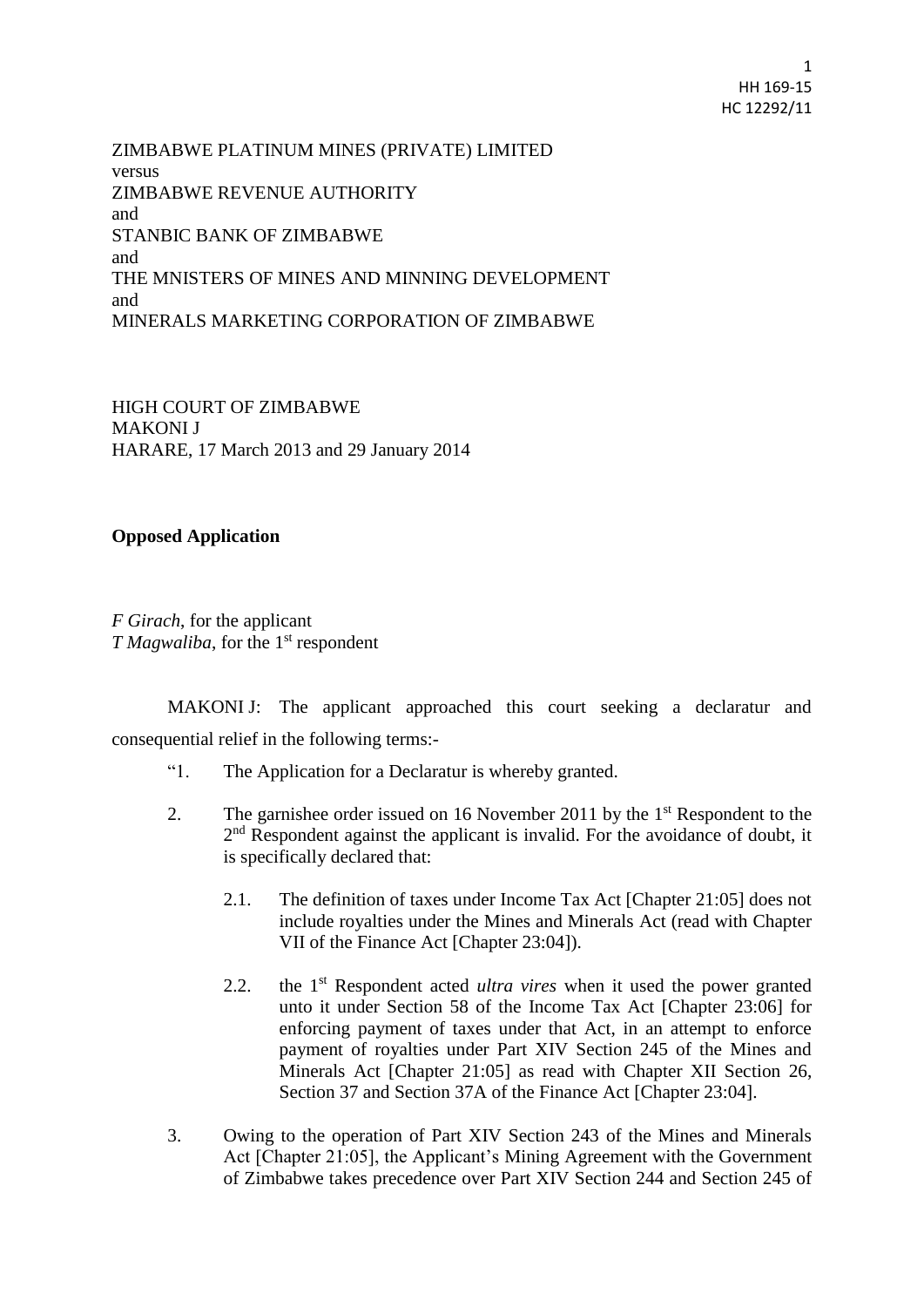ZIMBABWE PLATINUM MINES (PRIVATE) LIMITED
versus
ZIMBABWE REVENUE AUTHORITY
and
STANBIC BANK OF ZIMBABWE
and
THE MNISTERS OF MINES AND MINNING DEVELOPMENT
and
MINERALS MARKETING CORPORATION OF ZIMBABWE

HIGH COURT OF ZIMBABWE
MAKONI J
HARARE, 17 March 2013 and 29 January 2014

**Opposed Application**

*F Girach*, for the applicant
*T Magwaliba*, for the 1st respondent

MAKONI J: The applicant approached this court seeking a declaratur and consequential relief in the following terms:-

"1. The Application for a Declaratur is whereby granted.

2. The garnishee order issued on 16 November 2011 by the 1st Respondent to the 2nd Respondent against the applicant is invalid. For the avoidance of doubt, it is specifically declared that:

   2.1. The definition of taxes under Income Tax Act [Chapter 21:05] does not include royalties under the Mines and Minerals Act (read with Chapter VII of the Finance Act [Chapter 23:04]).

   2.2. the 1st Respondent acted *ultra vires* when it used the power granted unto it under Section 58 of the Income Tax Act [Chapter 23:06] for enforcing payment of taxes under that Act, in an attempt to enforce payment of royalties under Part XIV Section 245 of the Mines and Minerals Act [Chapter 21:05] as read with Chapter XII Section 26, Section 37 and Section 37A of the Finance Act [Chapter 23:04].

3. Owing to the operation of Part XIV Section 243 of the Mines and Minerals Act [Chapter 21:05], the Applicant's Mining Agreement with the Government of Zimbabwe takes precedence over Part XIV Section 244 and Section 245 of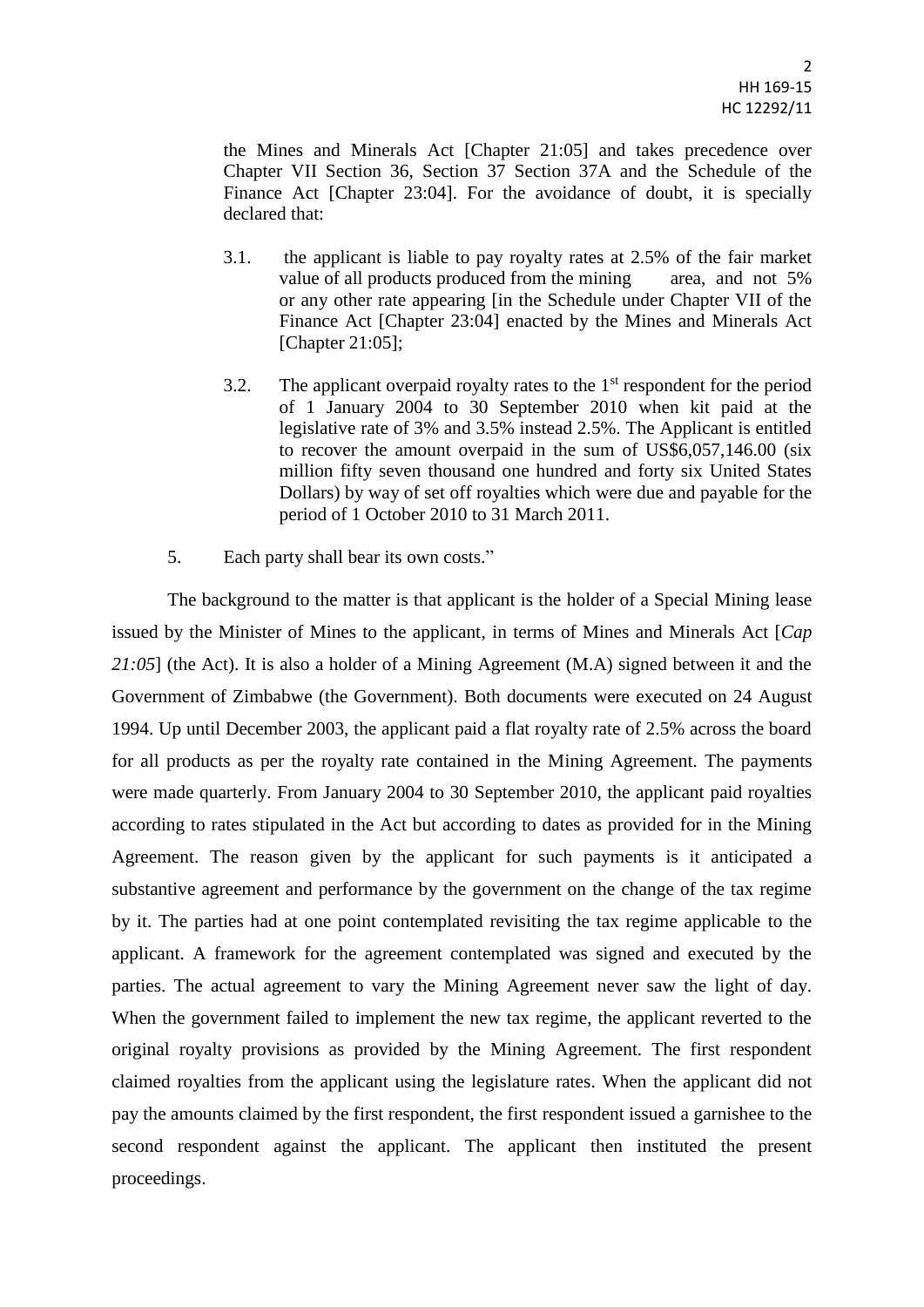the Mines and Minerals Act [Chapter 21:05] and takes precedence over Chapter VII Section 36, Section 37 Section 37A and the Schedule of the Finance Act [Chapter 23:04]. For the avoidance of doubt, it is specially declared that:

3.1. the applicant is liable to pay royalty rates at 2.5% of the fair market value of all products produced from the mining area, and not 5% or any other rate appearing [in the Schedule under Chapter VII of the Finance Act [Chapter 23:04] enacted by the Mines and Minerals Act [Chapter 21:05];

3.2. The applicant overpaid royalty rates to the 1st respondent for the period of 1 January 2004 to 30 September 2010 when kit paid at the legislative rate of 3% and 3.5% instead 2.5%. The Applicant is entitled to recover the amount overpaid in the sum of US$6,057,146.00 (six million fifty seven thousand one hundred and forty six United States Dollars) by way of set off royalties which were due and payable for the period of 1 October 2010 to 31 March 2011.

5. Each party shall bear its own costs."

The background to the matter is that applicant is the holder of a Special Mining lease issued by the Minister of Mines to the applicant, in terms of Mines and Minerals Act [*Cap 21:05*] (the Act). It is also a holder of a Mining Agreement (M.A) signed between it and the Government of Zimbabwe (the Government). Both documents were executed on 24 August 1994. Up until December 2003, the applicant paid a flat royalty rate of 2.5% across the board for all products as per the royalty rate contained in the Mining Agreement. The payments were made quarterly. From January 2004 to 30 September 2010, the applicant paid royalties according to rates stipulated in the Act but according to dates as provided for in the Mining Agreement. The reason given by the applicant for such payments is it anticipated a substantive agreement and performance by the government on the change of the tax regime by it. The parties had at one point contemplated revisiting the tax regime applicable to the applicant. A framework for the agreement contemplated was signed and executed by the parties. The actual agreement to vary the Mining Agreement never saw the light of day. When the government failed to implement the new tax regime, the applicant reverted to the original royalty provisions as provided by the Mining Agreement. The first respondent claimed royalties from the applicant using the legislature rates. When the applicant did not pay the amounts claimed by the first respondent, the first respondent issued a garnishee to the second respondent against the applicant. The applicant then instituted the present proceedings.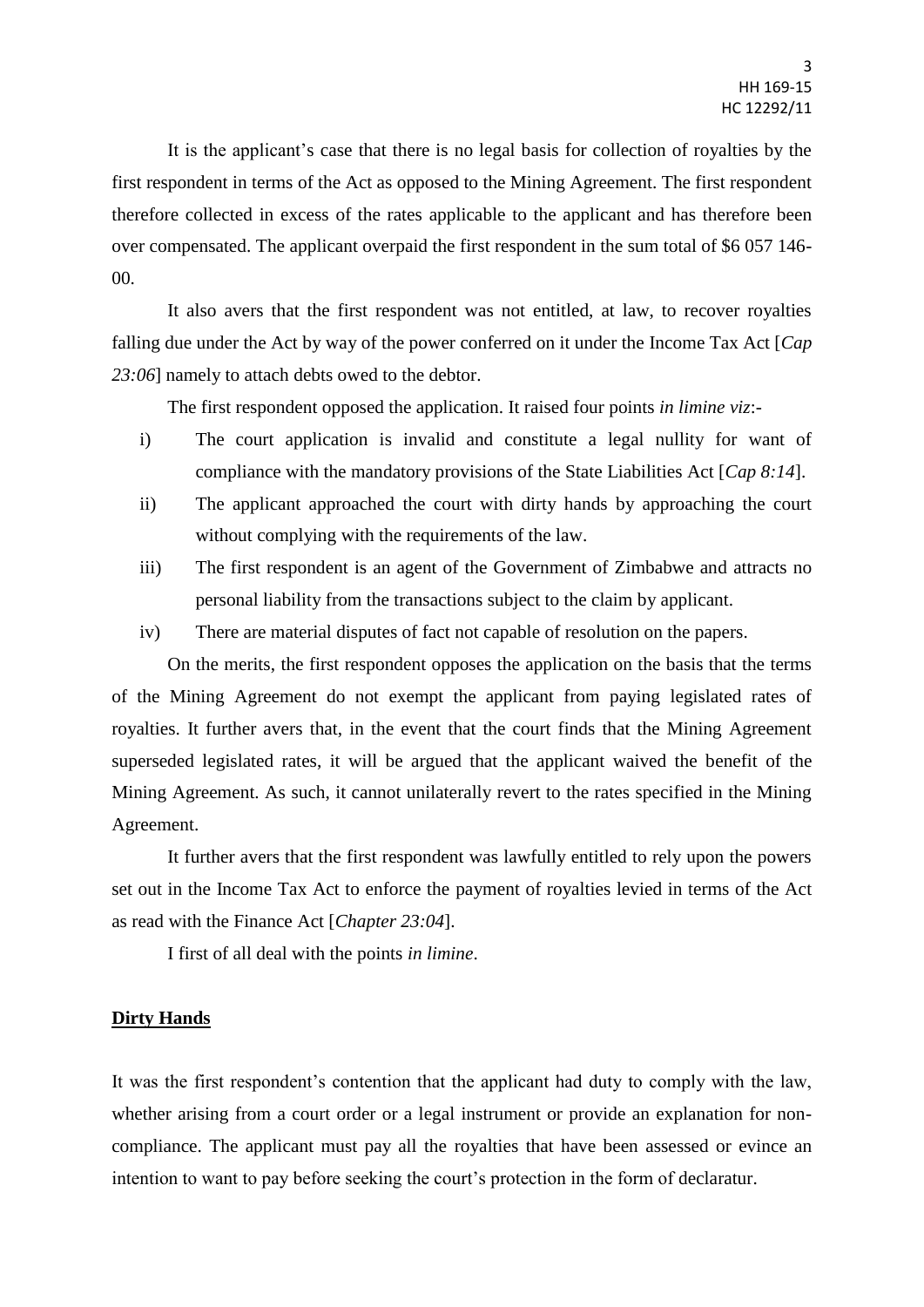It is the applicant's case that there is no legal basis for collection of royalties by the first respondent in terms of the Act as opposed to the Mining Agreement. The first respondent therefore collected in excess of the rates applicable to the applicant and has therefore been over compensated. The applicant overpaid the first respondent in the sum total of $6 057 146-00.

It also avers that the first respondent was not entitled, at law, to recover royalties falling due under the Act by way of the power conferred on it under the Income Tax Act [*Cap 23:06*] namely to attach debts owed to the debtor.

The first respondent opposed the application. It raised four points *in limine viz*:-

i) The court application is invalid and constitute a legal nullity for want of compliance with the mandatory provisions of the State Liabilities Act [*Cap 8:14*].

ii) The applicant approached the court with dirty hands by approaching the court without complying with the requirements of the law.

iii) The first respondent is an agent of the Government of Zimbabwe and attracts no personal liability from the transactions subject to the claim by applicant.

iv) There are material disputes of fact not capable of resolution on the papers.

On the merits, the first respondent opposes the application on the basis that the terms of the Mining Agreement do not exempt the applicant from paying legislated rates of royalties. It further avers that, in the event that the court finds that the Mining Agreement superseded legislated rates, it will be argued that the applicant waived the benefit of the Mining Agreement. As such, it cannot unilaterally revert to the rates specified in the Mining Agreement.

It further avers that the first respondent was lawfully entitled to rely upon the powers set out in the Income Tax Act to enforce the payment of royalties levied in terms of the Act as read with the Finance Act [*Chapter 23:04*].

I first of all deal with the points *in limine*.

## **Dirty Hands**

It was the first respondent's contention that the applicant had duty to comply with the law, whether arising from a court order or a legal instrument or provide an explanation for non-compliance. The applicant must pay all the royalties that have been assessed or evince an intention to want to pay before seeking the court's protection in the form of declaratur.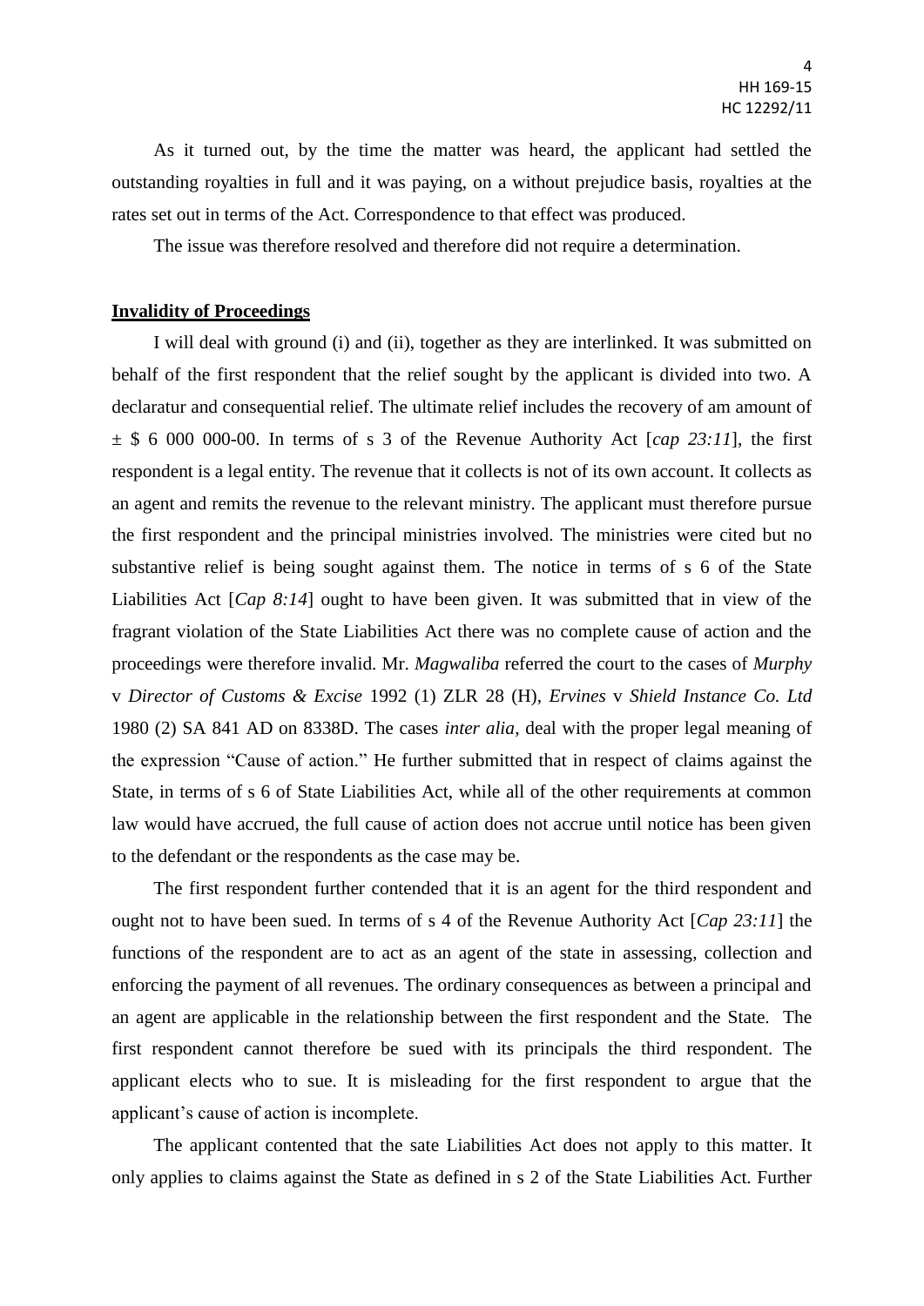As it turned out, by the time the matter was heard, the applicant had settled the outstanding royalties in full and it was paying, on a without prejudice basis, royalties at the rates set out in terms of the Act. Correspondence to that effect was produced.

The issue was therefore resolved and therefore did not require a determination.

## **Invalidity of Proceedings**

I will deal with ground (i) and (ii), together as they are interlinked. It was submitted on behalf of the first respondent that the relief sought by the applicant is divided into two. A declaratur and consequential relief. The ultimate relief includes the recovery of am amount of ± $ 6 000 000-00. In terms of s 3 of the Revenue Authority Act [*cap 23:11*], the first respondent is a legal entity. The revenue that it collects is not of its own account. It collects as an agent and remits the revenue to the relevant ministry. The applicant must therefore pursue the first respondent and the principal ministries involved. The ministries were cited but no substantive relief is being sought against them. The notice in terms of s 6 of the State Liabilities Act [*Cap 8:14*] ought to have been given. It was submitted that in view of the fragrant violation of the State Liabilities Act there was no complete cause of action and the proceedings were therefore invalid. Mr. *Magwaliba* referred the court to the cases of *Murphy* v *Director of Customs & Excise* 1992 (1) ZLR 28 (H), *Ervines* v *Shield Instance Co. Ltd* 1980 (2) SA 841 AD on 8338D. The cases *inter alia*, deal with the proper legal meaning of the expression "Cause of action." He further submitted that in respect of claims against the State, in terms of s 6 of State Liabilities Act, while all of the other requirements at common law would have accrued, the full cause of action does not accrue until notice has been given to the defendant or the respondents as the case may be.

The first respondent further contended that it is an agent for the third respondent and ought not to have been sued. In terms of s 4 of the Revenue Authority Act [*Cap 23:11*] the functions of the respondent are to act as an agent of the state in assessing, collection and enforcing the payment of all revenues. The ordinary consequences as between a principal and an agent are applicable in the relationship between the first respondent and the State. The first respondent cannot therefore be sued with its principals the third respondent. The applicant elects who to sue. It is misleading for the first respondent to argue that the applicant's cause of action is incomplete.

The applicant contented that the sate Liabilities Act does not apply to this matter. It only applies to claims against the State as defined in s 2 of the State Liabilities Act. Further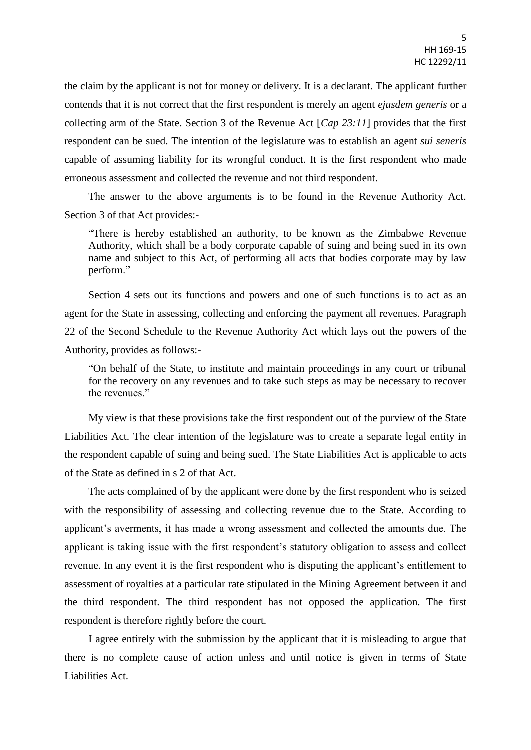the claim by the applicant is not for money or delivery. It is a declarant. The applicant further contends that it is not correct that the first respondent is merely an agent *ejusdem generis* or a collecting arm of the State. Section 3 of the Revenue Act [*Cap 23:11*] provides that the first respondent can be sued. The intention of the legislature was to establish an agent *sui seneris* capable of assuming liability for its wrongful conduct. It is the first respondent who made erroneous assessment and collected the revenue and not third respondent.

The answer to the above arguments is to be found in the Revenue Authority Act. Section 3 of that Act provides:-

> "There is hereby established an authority, to be known as the Zimbabwe Revenue Authority, which shall be a body corporate capable of suing and being sued in its own name and subject to this Act, of performing all acts that bodies corporate may by law perform."

Section 4 sets out its functions and powers and one of such functions is to act as an agent for the State in assessing, collecting and enforcing the payment all revenues. Paragraph 22 of the Second Schedule to the Revenue Authority Act which lays out the powers of the Authority, provides as follows:-

> "On behalf of the State, to institute and maintain proceedings in any court or tribunal for the recovery on any revenues and to take such steps as may be necessary to recover the revenues."

My view is that these provisions take the first respondent out of the purview of the State Liabilities Act. The clear intention of the legislature was to create a separate legal entity in the respondent capable of suing and being sued. The State Liabilities Act is applicable to acts of the State as defined in s 2 of that Act.

The acts complained of by the applicant were done by the first respondent who is seized with the responsibility of assessing and collecting revenue due to the State. According to applicant's averments, it has made a wrong assessment and collected the amounts due. The applicant is taking issue with the first respondent's statutory obligation to assess and collect revenue. In any event it is the first respondent who is disputing the applicant's entitlement to assessment of royalties at a particular rate stipulated in the Mining Agreement between it and the third respondent. The third respondent has not opposed the application. The first respondent is therefore rightly before the court.

I agree entirely with the submission by the applicant that it is misleading to argue that there is no complete cause of action unless and until notice is given in terms of State Liabilities Act.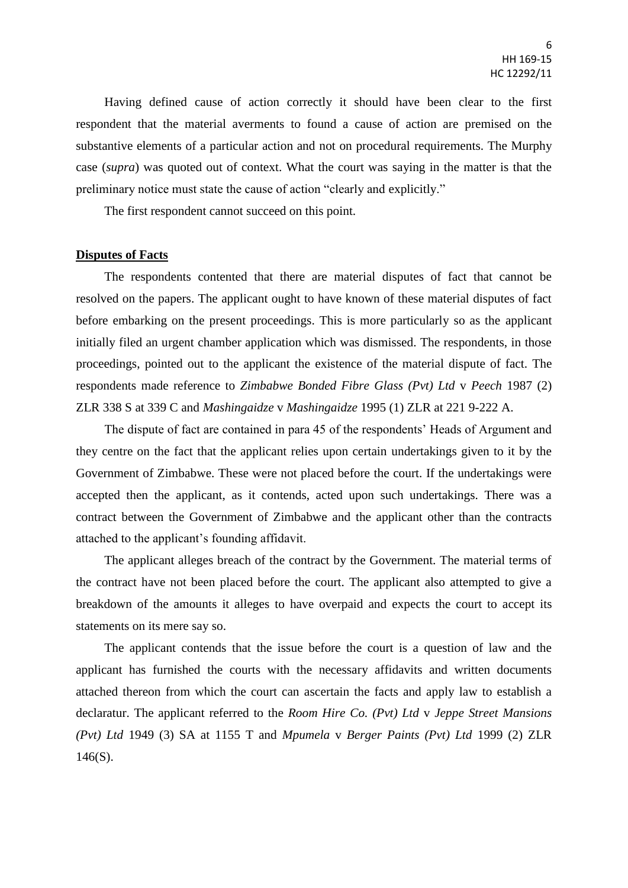Having defined cause of action correctly it should have been clear to the first respondent that the material averments to found a cause of action are premised on the substantive elements of a particular action and not on procedural requirements. The Murphy case (*supra*) was quoted out of context. What the court was saying in the matter is that the preliminary notice must state the cause of action "clearly and explicitly."

The first respondent cannot succeed on this point.

**Disputes of Facts**

The respondents contented that there are material disputes of fact that cannot be resolved on the papers. The applicant ought to have known of these material disputes of fact before embarking on the present proceedings. This is more particularly so as the applicant initially filed an urgent chamber application which was dismissed. The respondents, in those proceedings, pointed out to the applicant the existence of the material dispute of fact. The respondents made reference to *Zimbabwe Bonded Fibre Glass (Pvt) Ltd* v *Peech* 1987 (2) ZLR 338 S at 339 C and *Mashingaidze* v *Mashingaidze* 1995 (1) ZLR at 221 9-222 A.

The dispute of fact are contained in para 45 of the respondents' Heads of Argument and they centre on the fact that the applicant relies upon certain undertakings given to it by the Government of Zimbabwe. These were not placed before the court. If the undertakings were accepted then the applicant, as it contends, acted upon such undertakings. There was a contract between the Government of Zimbabwe and the applicant other than the contracts attached to the applicant's founding affidavit.

The applicant alleges breach of the contract by the Government. The material terms of the contract have not been placed before the court. The applicant also attempted to give a breakdown of the amounts it alleges to have overpaid and expects the court to accept its statements on its mere say so.

The applicant contends that the issue before the court is a question of law and the applicant has furnished the courts with the necessary affidavits and written documents attached thereon from which the court can ascertain the facts and apply law to establish a declaratur. The applicant referred to the *Room Hire Co. (Pvt) Ltd* v *Jeppe Street Mansions (Pvt) Ltd* 1949 (3) SA at 1155 T and *Mpumela* v *Berger Paints (Pvt) Ltd* 1999 (2) ZLR 146(S).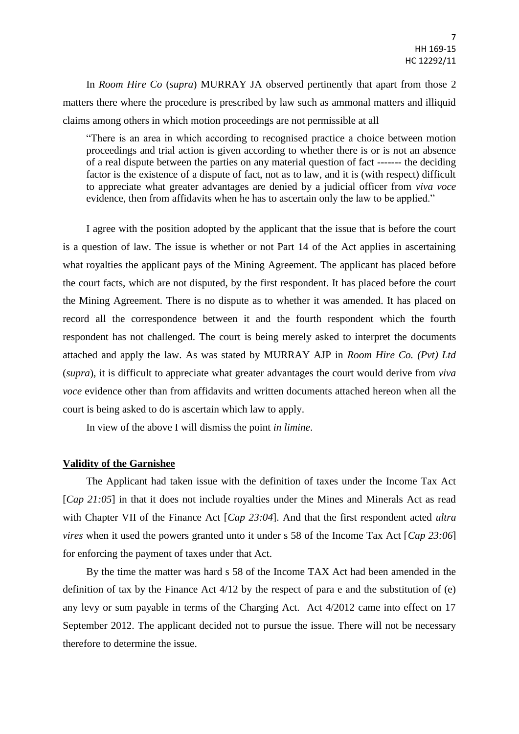In *Room Hire Co* (*supra*) MURRAY JA observed pertinently that apart from those 2 matters there where the procedure is prescribed by law such as ammonal matters and illiquid claims among others in which motion proceedings are not permissible at all

> "There is an area in which according to recognised practice a choice between motion proceedings and trial action is given according to whether there is or is not an absence of a real dispute between the parties on any material question of fact ------- the deciding factor is the existence of a dispute of fact, not as to law, and it is (with respect) difficult to appreciate what greater advantages are denied by a judicial officer from *viva voce* evidence, then from affidavits when he has to ascertain only the law to be applied."

I agree with the position adopted by the applicant that the issue that is before the court is a question of law. The issue is whether or not Part 14 of the Act applies in ascertaining what royalties the applicant pays of the Mining Agreement. The applicant has placed before the court facts, which are not disputed, by the first respondent. It has placed before the court the Mining Agreement. There is no dispute as to whether it was amended. It has placed on record all the correspondence between it and the fourth respondent which the fourth respondent has not challenged. The court is being merely asked to interpret the documents attached and apply the law. As was stated by MURRAY AJP in *Room Hire Co. (Pvt) Ltd* (*supra*), it is difficult to appreciate what greater advantages the court would derive from *viva voce* evidence other than from affidavits and written documents attached hereon when all the court is being asked to do is ascertain which law to apply.

In view of the above I will dismiss the point *in limine*.

**Validity of the Garnishee**

The Applicant had taken issue with the definition of taxes under the Income Tax Act [*Cap 21:05*] in that it does not include royalties under the Mines and Minerals Act as read with Chapter VII of the Finance Act [*Cap 23:04*]. And that the first respondent acted *ultra vires* when it used the powers granted unto it under s 58 of the Income Tax Act [*Cap 23:06*] for enforcing the payment of taxes under that Act.

By the time the matter was hard s 58 of the Income TAX Act had been amended in the definition of tax by the Finance Act 4/12 by the respect of para e and the substitution of (e) any levy or sum payable in terms of the Charging Act. Act 4/2012 came into effect on 17 September 2012. The applicant decided not to pursue the issue. There will not be necessary therefore to determine the issue.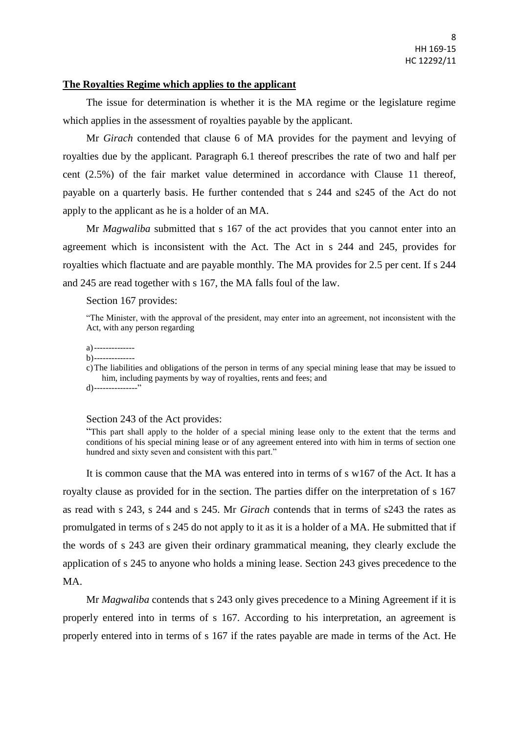**The Royalties Regime which applies to the applicant**

The issue for determination is whether it is the MA regime or the legislature regime which applies in the assessment of royalties payable by the applicant.

Mr *Girach* contended that clause 6 of MA provides for the payment and levying of royalties due by the applicant. Paragraph 6.1 thereof prescribes the rate of two and half per cent (2.5%) of the fair market value determined in accordance with Clause 11 thereof, payable on a quarterly basis. He further contended that s 244 and s245 of the Act do not apply to the applicant as he is a holder of an MA.

Mr *Magwaliba* submitted that s 167 of the act provides that you cannot enter into an agreement which is inconsistent with the Act. The Act in s 244 and 245, provides for royalties which flactuate and are payable monthly. The MA provides for 2.5 per cent. If s 244 and 245 are read together with s 167, the MA falls foul of the law.

Section 167 provides:

> "The Minister, with the approval of the president, may enter into an agreement, not inconsistent with the Act, with any person regarding
>
> a)--------------
> b)--------------
> c) The liabilities and obligations of the person in terms of any special mining lease that may be issued to him, including payments by way of royalties, rents and fees; and
> d)---------------"

Section 243 of the Act provides:

> "This part shall apply to the holder of a special mining lease only to the extent that the terms and conditions of his special mining lease or of any agreement entered into with him in terms of section one hundred and sixty seven and consistent with this part."

It is common cause that the MA was entered into in terms of s w167 of the Act. It has a royalty clause as provided for in the section. The parties differ on the interpretation of s 167 as read with s 243, s 244 and s 245. Mr *Girach* contends that in terms of s243 the rates as promulgated in terms of s 245 do not apply to it as it is a holder of a MA. He submitted that if the words of s 243 are given their ordinary grammatical meaning, they clearly exclude the application of s 245 to anyone who holds a mining lease. Section 243 gives precedence to the MA.

Mr *Magwaliba* contends that s 243 only gives precedence to a Mining Agreement if it is properly entered into in terms of s 167. According to his interpretation, an agreement is properly entered into in terms of s 167 if the rates payable are made in terms of the Act. He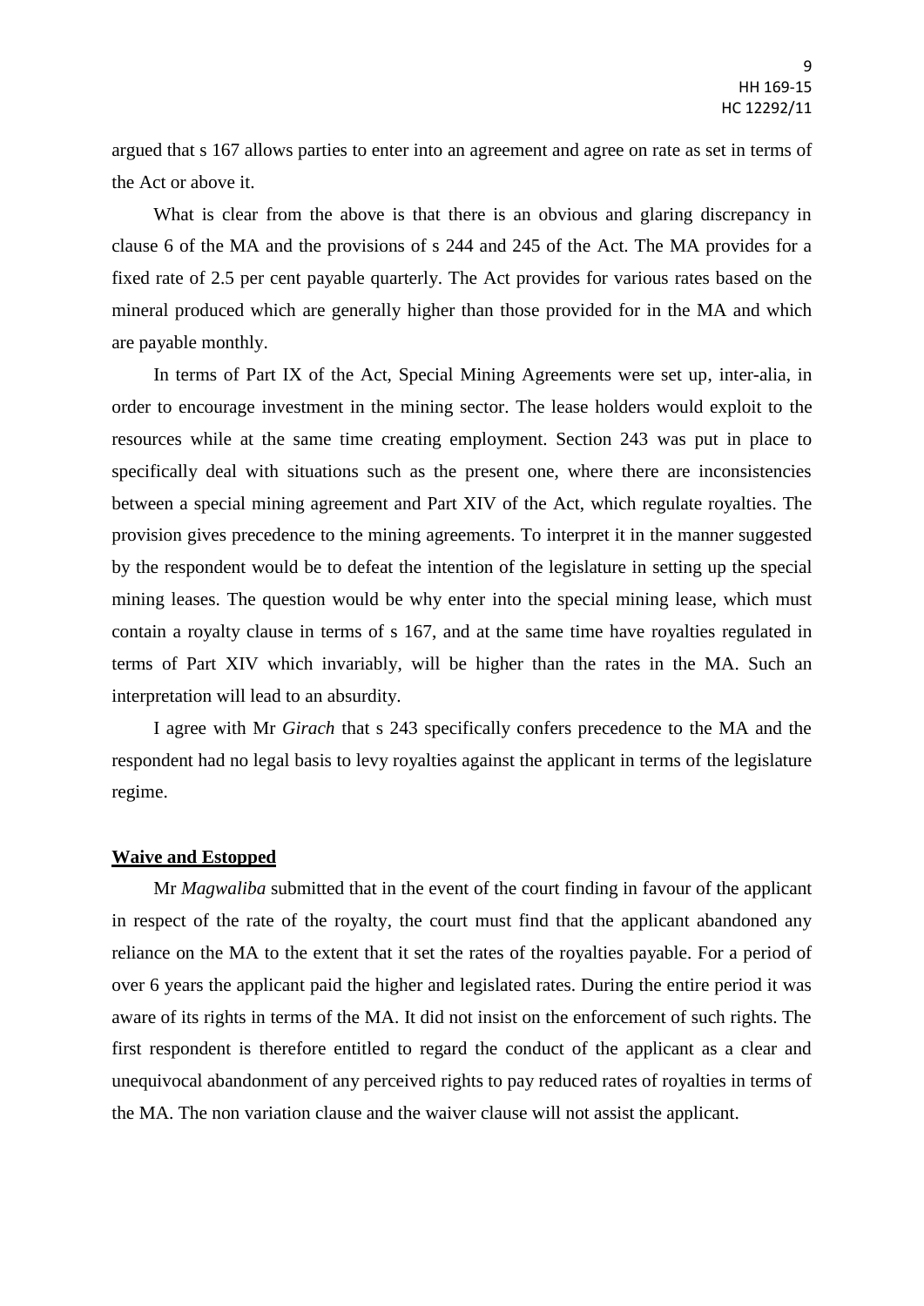argued that s 167 allows parties to enter into an agreement and agree on rate as set in terms of the Act or above it.

What is clear from the above is that there is an obvious and glaring discrepancy in clause 6 of the MA and the provisions of s 244 and 245 of the Act. The MA provides for a fixed rate of 2.5 per cent payable quarterly. The Act provides for various rates based on the mineral produced which are generally higher than those provided for in the MA and which are payable monthly.

In terms of Part IX of the Act, Special Mining Agreements were set up, inter-alia, in order to encourage investment in the mining sector. The lease holders would exploit to the resources while at the same time creating employment. Section 243 was put in place to specifically deal with situations such as the present one, where there are inconsistencies between a special mining agreement and Part XIV of the Act, which regulate royalties. The provision gives precedence to the mining agreements. To interpret it in the manner suggested by the respondent would be to defeat the intention of the legislature in setting up the special mining leases. The question would be why enter into the special mining lease, which must contain a royalty clause in terms of s 167, and at the same time have royalties regulated in terms of Part XIV which invariably, will be higher than the rates in the MA. Such an interpretation will lead to an absurdity.

I agree with Mr *Girach* that s 243 specifically confers precedence to the MA and the respondent had no legal basis to levy royalties against the applicant in terms of the legislature regime.

**Waive and Estopped**

Mr *Magwaliba* submitted that in the event of the court finding in favour of the applicant in respect of the rate of the royalty, the court must find that the applicant abandoned any reliance on the MA to the extent that it set the rates of the royalties payable. For a period of over 6 years the applicant paid the higher and legislated rates. During the entire period it was aware of its rights in terms of the MA. It did not insist on the enforcement of such rights. The first respondent is therefore entitled to regard the conduct of the applicant as a clear and unequivocal abandonment of any perceived rights to pay reduced rates of royalties in terms of the MA. The non variation clause and the waiver clause will not assist the applicant.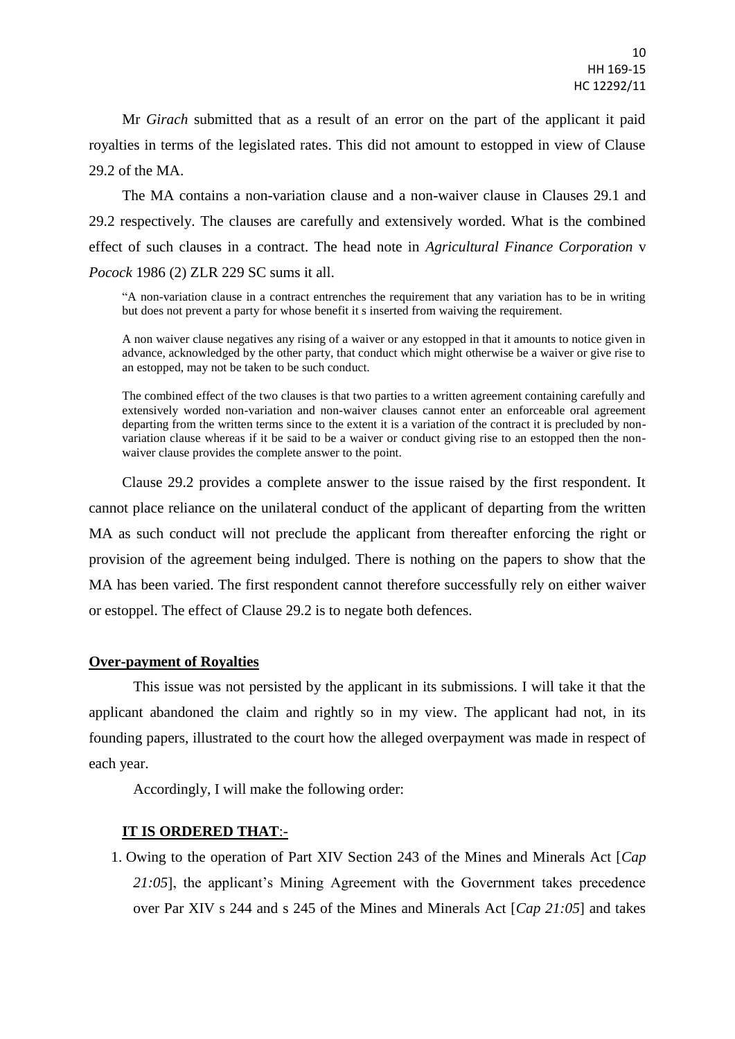Mr *Girach* submitted that as a result of an error on the part of the applicant it paid royalties in terms of the legislated rates. This did not amount to estopped in view of Clause 29.2 of the MA.

The MA contains a non-variation clause and a non-waiver clause in Clauses 29.1 and 29.2 respectively. The clauses are carefully and extensively worded. What is the combined effect of such clauses in a contract. The head note in *Agricultural Finance Corporation* v *Pocock* 1986 (2) ZLR 229 SC sums it all.

> "A non-variation clause in a contract entrenches the requirement that any variation has to be in writing but does not prevent a party for whose benefit it s inserted from waiving the requirement.
>
> A non waiver clause negatives any rising of a waiver or any estopped in that it amounts to notice given in advance, acknowledged by the other party, that conduct which might otherwise be a waiver or give rise to an estopped, may not be taken to be such conduct.
>
> The combined effect of the two clauses is that two parties to a written agreement containing carefully and extensively worded non-variation and non-waiver clauses cannot enter an enforceable oral agreement departing from the written terms since to the extent it is a variation of the contract it is precluded by non-variation clause whereas if it be said to be a waiver or conduct giving rise to an estopped then the non-waiver clause provides the complete answer to the point.

Clause 29.2 provides a complete answer to the issue raised by the first respondent. It cannot place reliance on the unilateral conduct of the applicant of departing from the written MA as such conduct will not preclude the applicant from thereafter enforcing the right or provision of the agreement being indulged. There is nothing on the papers to show that the MA has been varied. The first respondent cannot therefore successfully rely on either waiver or estoppel. The effect of Clause 29.2 is to negate both defences.

**Over-payment of Royalties**

This issue was not persisted by the applicant in its submissions. I will take it that the applicant abandoned the claim and rightly so in my view. The applicant had not, in its founding papers, illustrated to the court how the alleged overpayment was made in respect of each year.

Accordingly, I will make the following order:

**IT IS ORDERED THAT**:-

1. Owing to the operation of Part XIV Section 243 of the Mines and Minerals Act [*Cap 21:05*], the applicant's Mining Agreement with the Government takes precedence over Par XIV s 244 and s 245 of the Mines and Minerals Act [*Cap 21:05*] and takes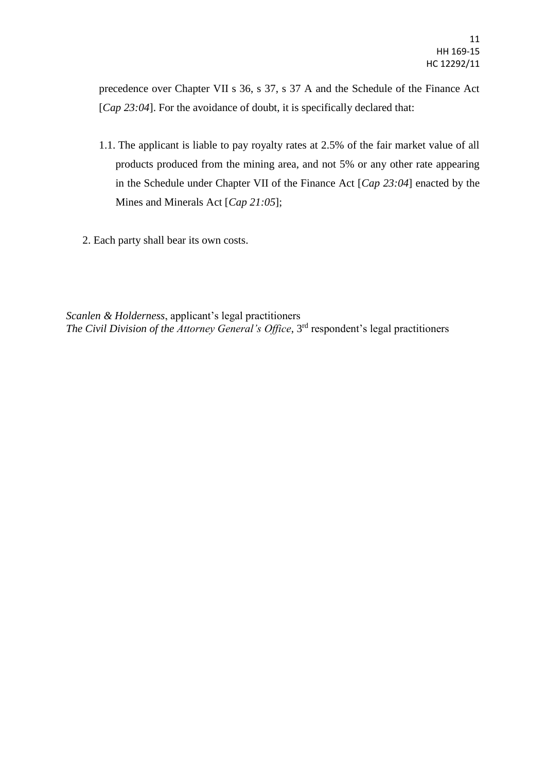precedence over Chapter VII s 36, s 37, s 37 A and the Schedule of the Finance Act [*Cap 23:04*]. For the avoidance of doubt, it is specifically declared that:

1.1. The applicant is liable to pay royalty rates at 2.5% of the fair market value of all products produced from the mining area, and not 5% or any other rate appearing in the Schedule under Chapter VII of the Finance Act [*Cap 23:04*] enacted by the Mines and Minerals Act [*Cap 21:05*];

2. Each party shall bear its own costs.

*Scanlen & Holderness*, applicant's legal practitioners
*The Civil Division of the Attorney General's Office*, 3rd respondent's legal practitioners